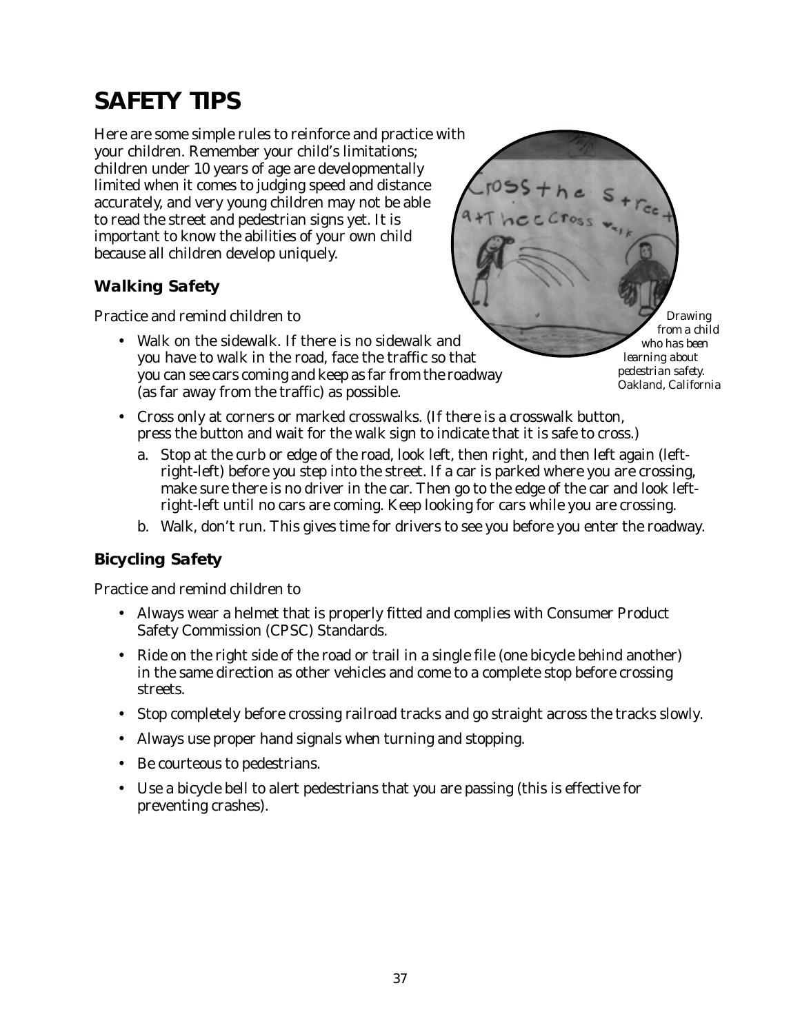# SAFETY TIPS

Here are some simple rules to reinforce and practice with your children. Remember your child's limitations; children under 10 years of age are developmentally limited when it comes to judging speed and distance accurately, and very young children may not be able to read the street and pedestrian signs yet. It is important to know the abilities of your own child because all children develop uniquely.

*Drawing from a child who has been learning about pedestrian safety. Oakland, California*

## Walking Safety

Practice and remind children to

- Walk on the sidewalk. If there is no sidewalk and you have to walk in the road, face the traffic so that you can see cars coming and keep as far from the roadway (as far away from the traffic) as possible.
- Cross only at corners or marked crosswalks. (If there is a crosswalk button, press the button and wait for the walk sign to indicate that it is safe to cross.)
  a. Stop at the curb or edge of the road, look left, then right, and then left again (left-right-left) before you step into the street. If a car is parked where you are crossing, make sure there is no driver in the car. Then go to the edge of the car and look left-right-left until no cars are coming. Keep looking for cars while you are crossing.
  b. Walk, don't run. This gives time for drivers to see you before you enter the roadway.

## Bicycling Safety

Practice and remind children to

- Always wear a helmet that is properly fitted and complies with Consumer Product Safety Commission (CPSC) Standards.
- Ride on the right side of the road or trail in a single file (one bicycle behind another) in the same direction as other vehicles and come to a complete stop before crossing streets.
- Stop completely before crossing railroad tracks and go straight across the tracks slowly.
- Always use proper hand signals when turning and stopping.
- Be courteous to pedestrians.
- Use a bicycle bell to alert pedestrians that you are passing (this is effective for preventing crashes).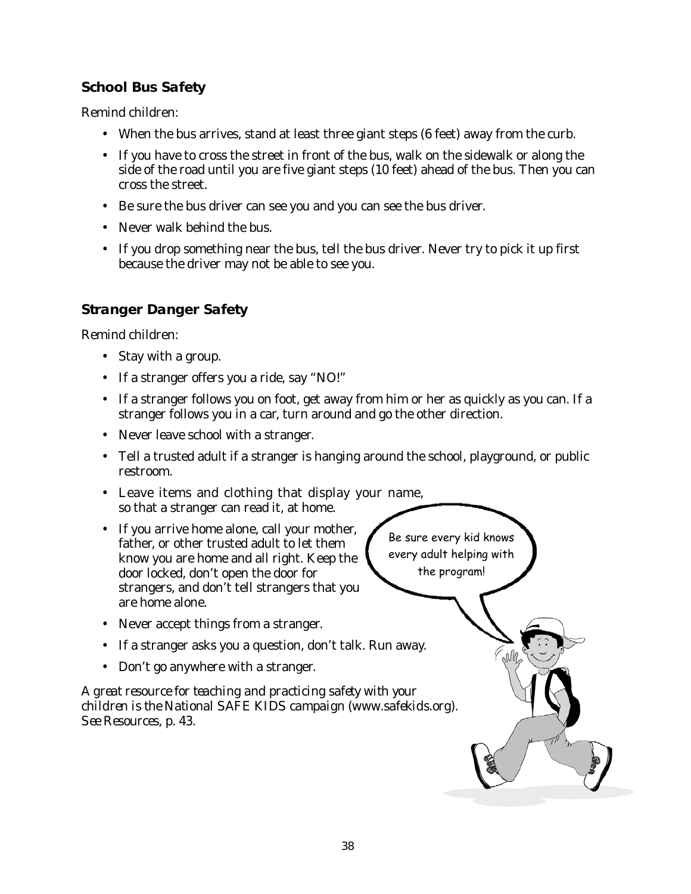### School Bus Safety

Remind children:

- When the bus arrives, stand at least three giant steps (6 feet) away from the curb.
- If you have to cross the street in front of the bus, walk on the sidewalk or along the side of the road until you are five giant steps (10 feet) ahead of the bus. Then you can cross the street.
- Be sure the bus driver can see you and you can see the bus driver.
- Never walk behind the bus.
- If you drop something near the bus, tell the bus driver. Never try to pick it up first because the driver may not be able to see you.

### Stranger Danger Safety

Remind children:

- Stay with a group.
- If a stranger offers you a ride, say "NO!"
- If a stranger follows you on foot, get away from him or her as quickly as you can. If a stranger follows you in a car, turn around and go the other direction.
- Never leave school with a stranger.
- Tell a trusted adult if a stranger is hanging around the school, playground, or public restroom.
- Leave items and clothing that display your name, so that a stranger can read it, at home.
- If you arrive home alone, call your mother, father, or other trusted adult to let them know you are home and all right. Keep the door locked, don't open the door for strangers, and don't tell strangers that you are home alone.
- Never accept things from a stranger.
- If a stranger asks you a question, don't talk. Run away.
- Don't go anywhere with a stranger.

Be sure every kid knows every adult helping with the program!

*A great resource for teaching and practicing safety with your children is the National SAFE KIDS campaign (www.safekids.org). See Resources, p. 43.*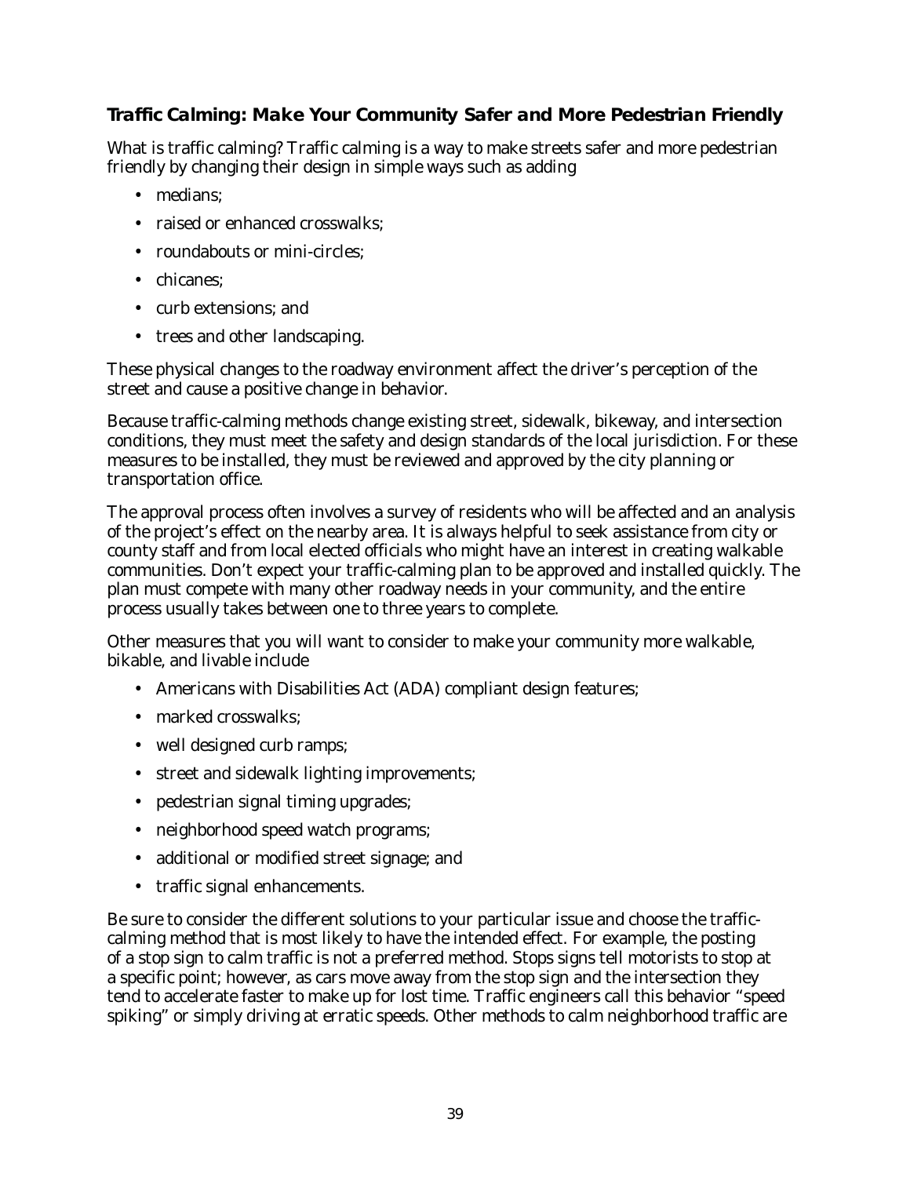### ***Traffic Calming: Make Your Community Safer and More Pedestrian Friendly***

What is traffic calming? Traffic calming is a way to make streets safer and more pedestrian friendly by changing their design in simple ways such as adding

- medians;
- raised or enhanced crosswalks;
- roundabouts or mini-circles;
- chicanes;
- curb extensions; and
- trees and other landscaping.

These physical changes to the roadway environment affect the driver's perception of the street and cause a positive change in behavior.

Because traffic-calming methods change existing street, sidewalk, bikeway, and intersection conditions, they must meet the safety and design standards of the local jurisdiction. For these measures to be installed, they must be reviewed and approved by the city planning or transportation office.

The approval process often involves a survey of residents who will be affected and an analysis of the project's effect on the nearby area. It is always helpful to seek assistance from city or county staff and from local elected officials who might have an interest in creating walkable communities. Don't expect your traffic-calming plan to be approved and installed quickly. The plan must compete with many other roadway needs in your community, and the entire process usually takes between one to three years to complete.

Other measures that you will want to consider to make your community more walkable, bikable, and livable include

- Americans with Disabilities Act (ADA) compliant design features;
- marked crosswalks;
- well designed curb ramps;
- street and sidewalk lighting improvements;
- pedestrian signal timing upgrades;
- neighborhood speed watch programs;
- additional or modified street signage; and
- traffic signal enhancements.

Be sure to consider the different solutions to your particular issue and choose the traffic-calming method that is most likely to have the intended effect. For example, the posting of a stop sign to calm traffic is not a preferred method. Stops signs tell motorists to stop at a specific point; however, as cars move away from the stop sign and the intersection they tend to accelerate faster to make up for lost time. Traffic engineers call this behavior "speed spiking" or simply driving at erratic speeds. Other methods to calm neighborhood traffic are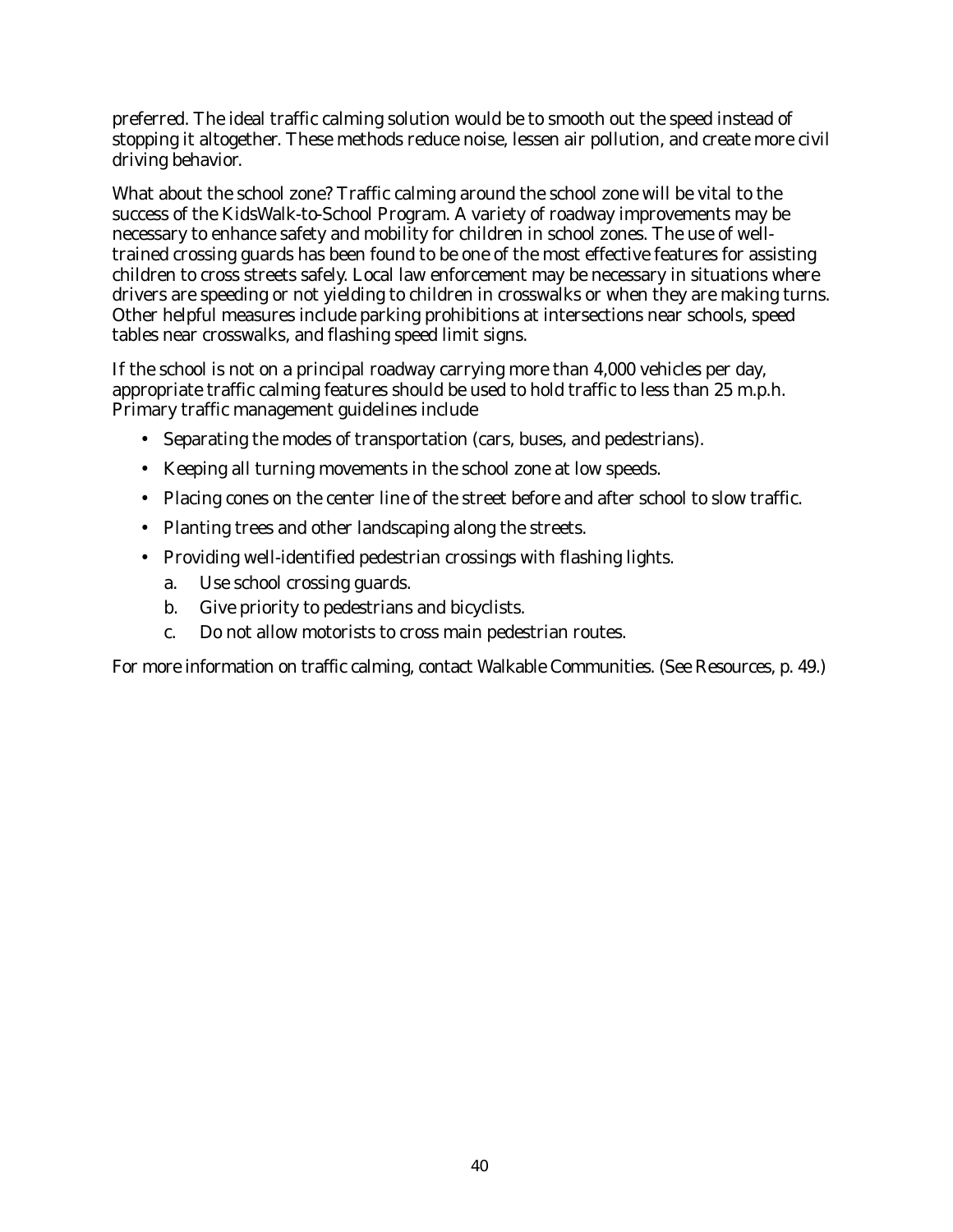preferred. The ideal traffic calming solution would be to smooth out the speed instead of stopping it altogether. These methods reduce noise, lessen air pollution, and create more civil driving behavior.

What about the school zone? Traffic calming around the school zone will be vital to the success of the KidsWalk-to-School Program. A variety of roadway improvements may be necessary to enhance safety and mobility for children in school zones. The use of well-trained crossing guards has been found to be one of the most effective features for assisting children to cross streets safely. Local law enforcement may be necessary in situations where drivers are speeding or not yielding to children in crosswalks or when they are making turns. Other helpful measures include parking prohibitions at intersections near schools, speed tables near crosswalks, and flashing speed limit signs.

If the school is not on a principal roadway carrying more than 4,000 vehicles per day, appropriate traffic calming features should be used to hold traffic to less than 25 m.p.h. Primary traffic management guidelines include

- Separating the modes of transportation (cars, buses, and pedestrians).
- Keeping all turning movements in the school zone at low speeds.
- Placing cones on the center line of the street before and after school to slow traffic.
- Planting trees and other landscaping along the streets.
- Providing well-identified pedestrian crossings with flashing lights.
    a. Use school crossing guards.
    b. Give priority to pedestrians and bicyclists.
    c. Do not allow motorists to cross main pedestrian routes.

For more information on traffic calming, contact Walkable Communities. (See Resources, p. 49.)